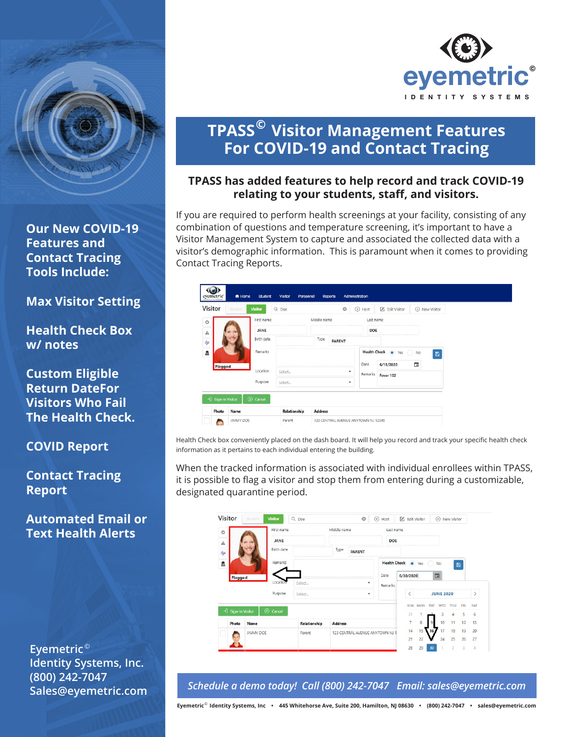eyemetric©

IDENTITY SYSTEMS

# TPASS© Visitor Management Features For COVID-19 and Contact Tracing

## TPASS has added features to help record and track COVID-19 relating to your students, staff, and visitors.

If you are required to perform health screenings at your facility, consisting of any combination of questions and temperature screening, it's important to have a Visitor Management System to capture and associated the collected data with a visitor's demographic information. This is paramount when it comes to providing Contact Tracing Reports.

Health Check box conveniently placed on the dash board. It will help you record and track your specific health check information as it pertains to each individual entering the building.

When the tracked information is associated with individual enrollees within TPASS, it is possible to flag a visitor and stop them from entering during a customizable, designated quarantine period.

### Our New COVID-19 Features and Contact Tracing Tools Include:

**Max Visitor Setting**

**Health Check Box w/ notes**

**Custom Eligible Return DateFor Visitors Who Fail The Health Check.**

**COVID Report**

**Contact Tracing Report**

**Automated Email or Text Health Alerts**

Eyemetric©
Identity Systems, Inc.
(800) 242-7047
Sales@eyemetric.com

*Schedule a demo today! Call (800) 242-7047 Email: sales@eyemetric.com*

Eyemetric© Identity Systems, Inc • 445 Whitehorse Ave, Suite 200, Hamilton, NJ 08630 • (800) 242-7047 • sales@eyemetric.com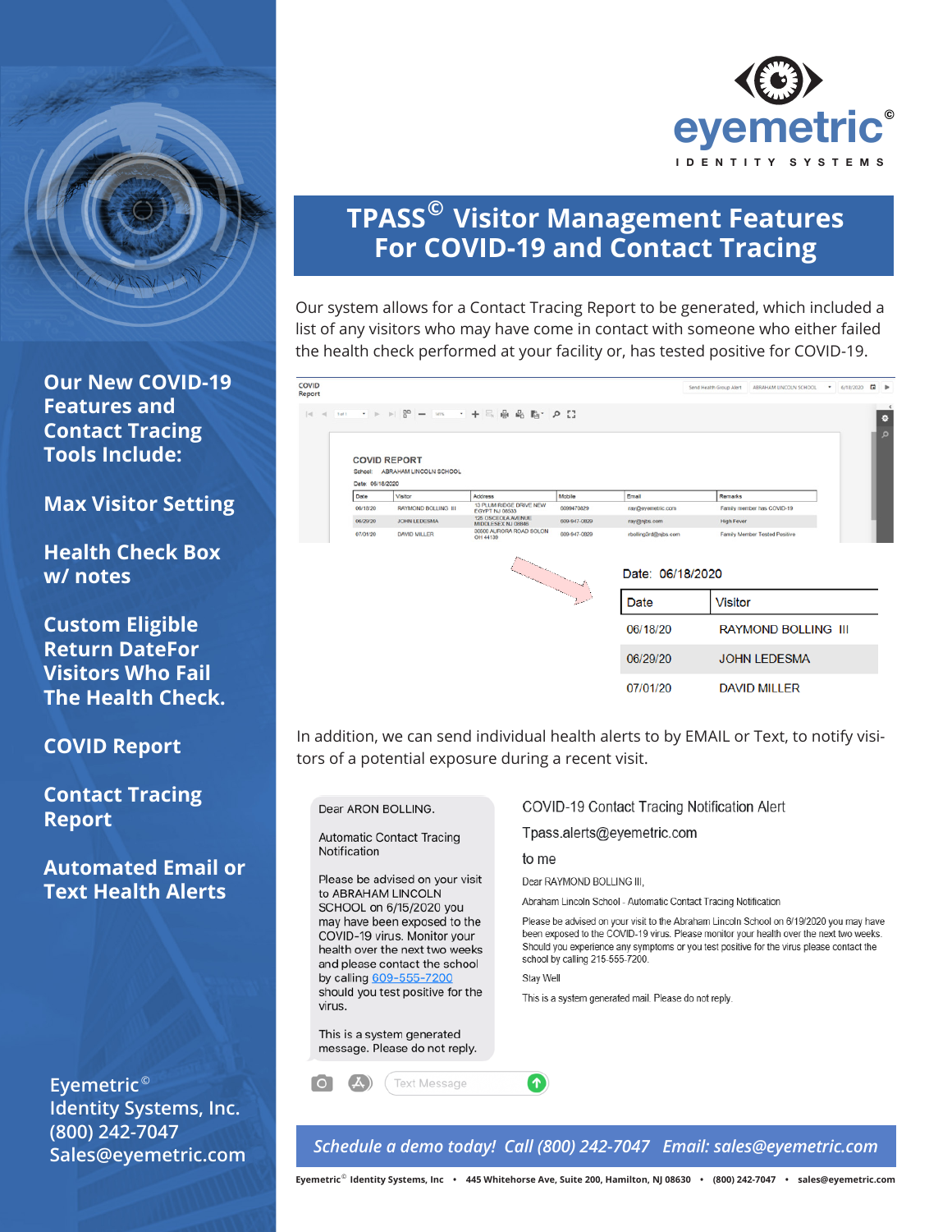eyemetric©

IDENTITY SYSTEMS

# TPASS© Visitor Management Features For COVID-19 and Contact Tracing

## Our New COVID-19 Features and Contact Tracing Tools Include:

**Max Visitor Setting**

**Health Check Box w/ notes**

**Custom Eligible Return DateFor Visitors Who Fail The Health Check.**

**COVID Report**

**Contact Tracing Report**

**Automated Email or Text Health Alerts**

Eyemetric©
Identity Systems, Inc.
(800) 242-7047
Sales@eyemetric.com

Our system allows for a Contact Tracing Report to be generated, which included a list of any visitors who may have come in contact with someone who either failed the health check performed at your facility or, has tested positive for COVID-19.

COVID REPORT

School: ABRAHAM LINCOLN SCHOOL

Date: 06/18/2020

| Date | Visitor | Address | Mobile | Email | Remarks |
|---|---|---|---|---|---|
| 06/18/20 | RAYMOND BOLLING III | 10 PLUM RIDGE DRIVE NEW EGYPT NJ 08533 | 6099470829 | ray@eyemetric.com | Family member has COVID-19 |
| 06/29/20 | JOHN LEDESMA | 125 OSCEOLA AVENUE MIDDLESEX NJ 08846 | 609-947-0829 | ray@njbs.com | High Fever |
| 07/01/20 | DAVID MILLER | 30500 AURORA ROAD SOLON OH 44139 | 609-947-0829 | rbolling3rd@njbs.com | Family Member Tested Positive |

In addition, we can send individual health alerts to by EMAIL or Text, to notify visitors of a potential exposure during a recent visit.

Dear ARON BOLLING.

Automatic Contact Tracing Notification

Please be advised on your visit to ABRAHAM LINCOLN SCHOOL on 6/15/2020 you may have been exposed to the COVID-19 virus. Monitor your health over the next two weeks and please contact the school by calling 609-555-7200 should you test positive for the virus.

This is a system generated message. Please do not reply.

COVID-19 Contact Tracing Notification Alert

Tpass.alerts@eyemetric.com

to me

Dear RAYMOND BOLLING III,

Abraham Lincoln School - Automatic Contact Tracing Notification

Please be advised on your visit to the Abraham Lincoln School on 6/19/2020 you may have been exposed to the COVID-19 virus. Please monitor your health over the next two weeks. Should you experience any symptoms or you test positive for the virus please contact the school by calling 215-555-7200.

Stay Well

This is a system generated mail. Please do not reply.

*Schedule a demo today! Call (800) 242-7047 Email: sales@eyemetric.com*

Eyemetric© Identity Systems, Inc • 445 Whitehorse Ave, Suite 200, Hamilton, NJ 08630 • (800) 242-7047 • sales@eyemetric.com